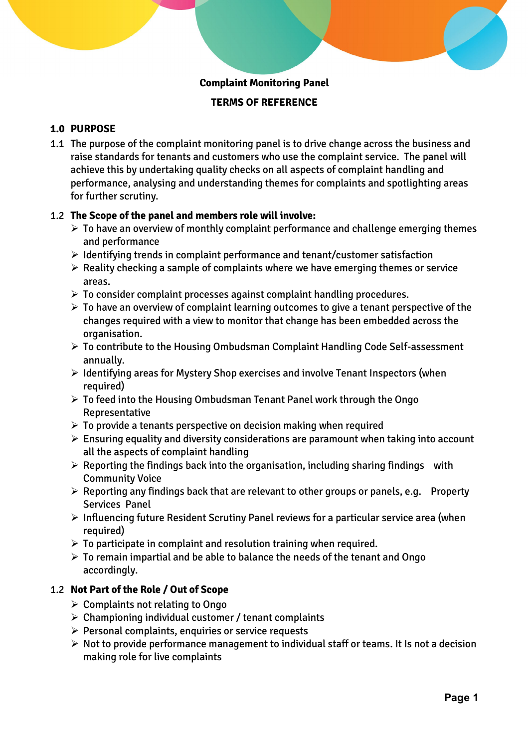**Complaint Monitoring Panel**

**TERMS OF REFERENCE**

## 1.0 PURPOSE

1.1 The purpose of the complaint monitoring panel is to drive change across the business and raise standards for tenants and customers who use the complaint service. The panel will achieve this by undertaking quality checks on all aspects of complaint handling and performance, analysing and understanding themes for complaints and spotlighting areas for further scrutiny.

1.2 **The Scope of the panel and members role will involve:**

- To have an overview of monthly complaint performance and challenge emerging themes and performance
- Identifying trends in complaint performance and tenant/customer satisfaction
- Reality checking a sample of complaints where we have emerging themes or service areas.
- To consider complaint processes against complaint handling procedures.
- To have an overview of complaint learning outcomes to give a tenant perspective of the changes required with a view to monitor that change has been embedded across the organisation.
- To contribute to the Housing Ombudsman Complaint Handling Code Self-assessment annually.
- Identifying areas for Mystery Shop exercises and involve Tenant Inspectors (when required)
- To feed into the Housing Ombudsman Tenant Panel work through the Ongo Representative
- To provide a tenants perspective on decision making when required
- Ensuring equality and diversity considerations are paramount when taking into account all the aspects of complaint handling
- Reporting the findings back into the organisation, including sharing findings with Community Voice
- Reporting any findings back that are relevant to other groups or panels, e.g. Property Services Panel
- Influencing future Resident Scrutiny Panel reviews for a particular service area (when required)
- To participate in complaint and resolution training when required.
- To remain impartial and be able to balance the needs of the tenant and Ongo accordingly.

1.2 **Not Part of the Role / Out of Scope**

- Complaints not relating to Ongo
- Championing individual customer / tenant complaints
- Personal complaints, enquiries or service requests
- Not to provide performance management to individual staff or teams. It Is not a decision making role for live complaints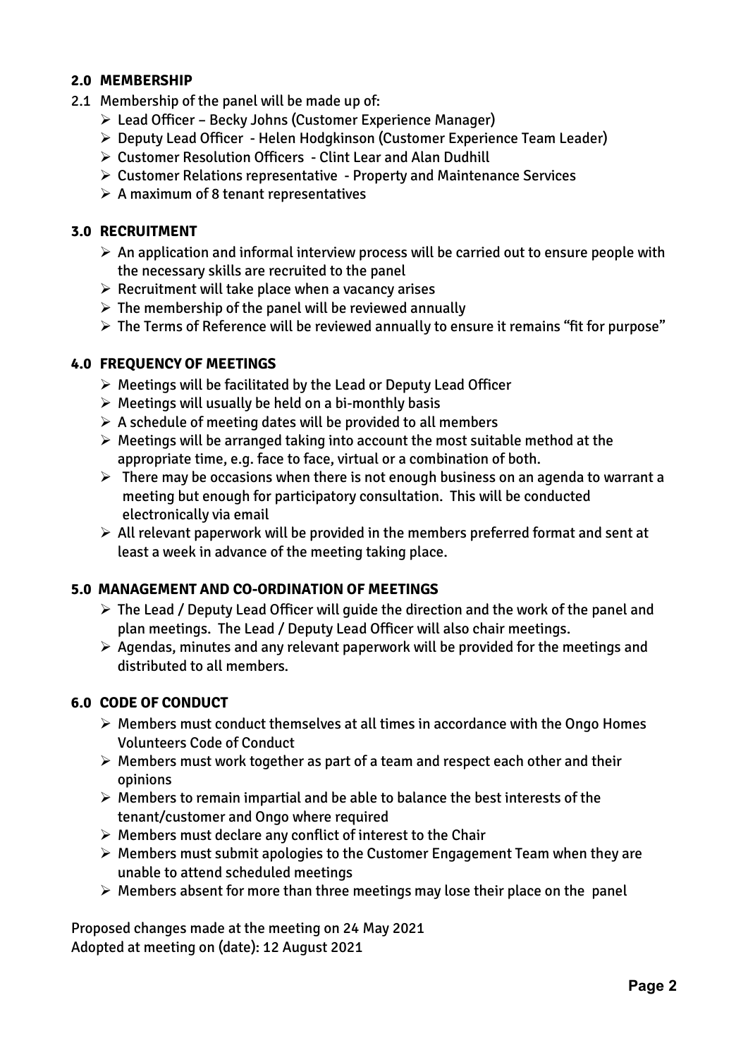## 2.0 MEMBERSHIP

2.1 Membership of the panel will be made up of:

- Lead Officer – Becky Johns (Customer Experience Manager)
- Deputy Lead Officer - Helen Hodgkinson (Customer Experience Team Leader)
- Customer Resolution Officers - Clint Lear and Alan Dudhill
- Customer Relations representative - Property and Maintenance Services
- A maximum of 8 tenant representatives

## 3.0 RECRUITMENT

- An application and informal interview process will be carried out to ensure people with the necessary skills are recruited to the panel
- Recruitment will take place when a vacancy arises
- The membership of the panel will be reviewed annually
- The Terms of Reference will be reviewed annually to ensure it remains "fit for purpose"

## 4.0 FREQUENCY OF MEETINGS

- Meetings will be facilitated by the Lead or Deputy Lead Officer
- Meetings will usually be held on a bi-monthly basis
- A schedule of meeting dates will be provided to all members
- Meetings will be arranged taking into account the most suitable method at the appropriate time, e.g. face to face, virtual or a combination of both.
- There may be occasions when there is not enough business on an agenda to warrant a meeting but enough for participatory consultation. This will be conducted electronically via email
- All relevant paperwork will be provided in the members preferred format and sent at least a week in advance of the meeting taking place.

## 5.0 MANAGEMENT AND CO-ORDINATION OF MEETINGS

- The Lead / Deputy Lead Officer will guide the direction and the work of the panel and plan meetings. The Lead / Deputy Lead Officer will also chair meetings.
- Agendas, minutes and any relevant paperwork will be provided for the meetings and distributed to all members.

## 6.0 CODE OF CONDUCT

- Members must conduct themselves at all times in accordance with the Ongo Homes Volunteers Code of Conduct
- Members must work together as part of a team and respect each other and their opinions
- Members to remain impartial and be able to balance the best interests of the tenant/customer and Ongo where required
- Members must declare any conflict of interest to the Chair
- Members must submit apologies to the Customer Engagement Team when they are unable to attend scheduled meetings
- Members absent for more than three meetings may lose their place on the panel

Proposed changes made at the meeting on 24 May 2021
Adopted at meeting on (date): 12 August 2021